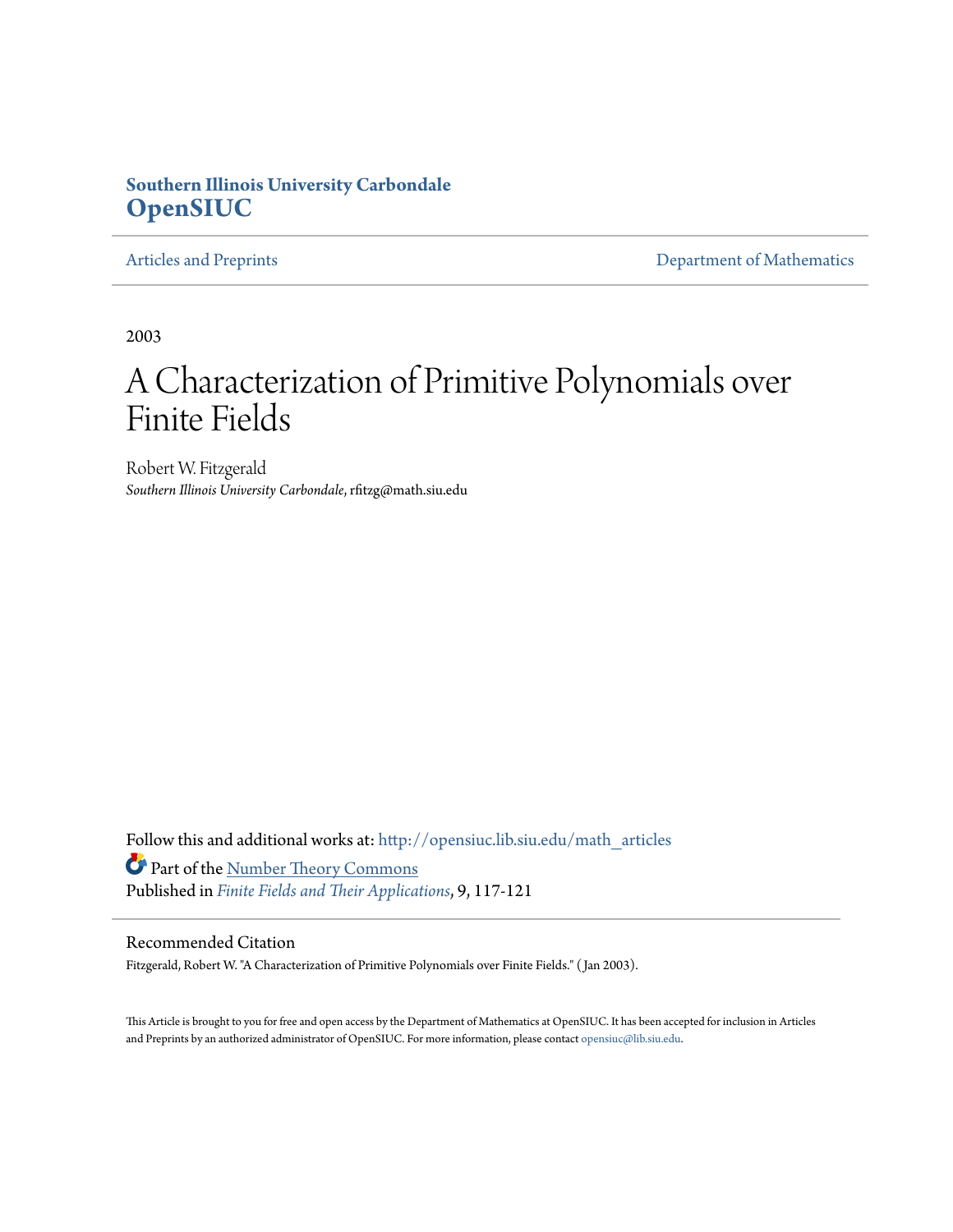**Southern Illinois University Carbondale**
**OpenSIUC**

Articles and Preprints | Department of Mathematics

2003

# A Characterization of Primitive Polynomials over Finite Fields

Robert W. Fitzgerald
*Southern Illinois University Carbondale*, rfitzg@math.siu.edu

Follow this and additional works at: http://opensiuc.lib.siu.edu/math_articles

Part of the Number Theory Commons

Published in *Finite Fields and Their Applications*, 9, 117-121

## Recommended Citation

Fitzgerald, Robert W. "A Characterization of Primitive Polynomials over Finite Fields." ( Jan 2003).

This Article is brought to you for free and open access by the Department of Mathematics at OpenSIUC. It has been accepted for inclusion in Articles and Preprints by an authorized administrator of OpenSIUC. For more information, please contact opensiuc@lib.siu.edu.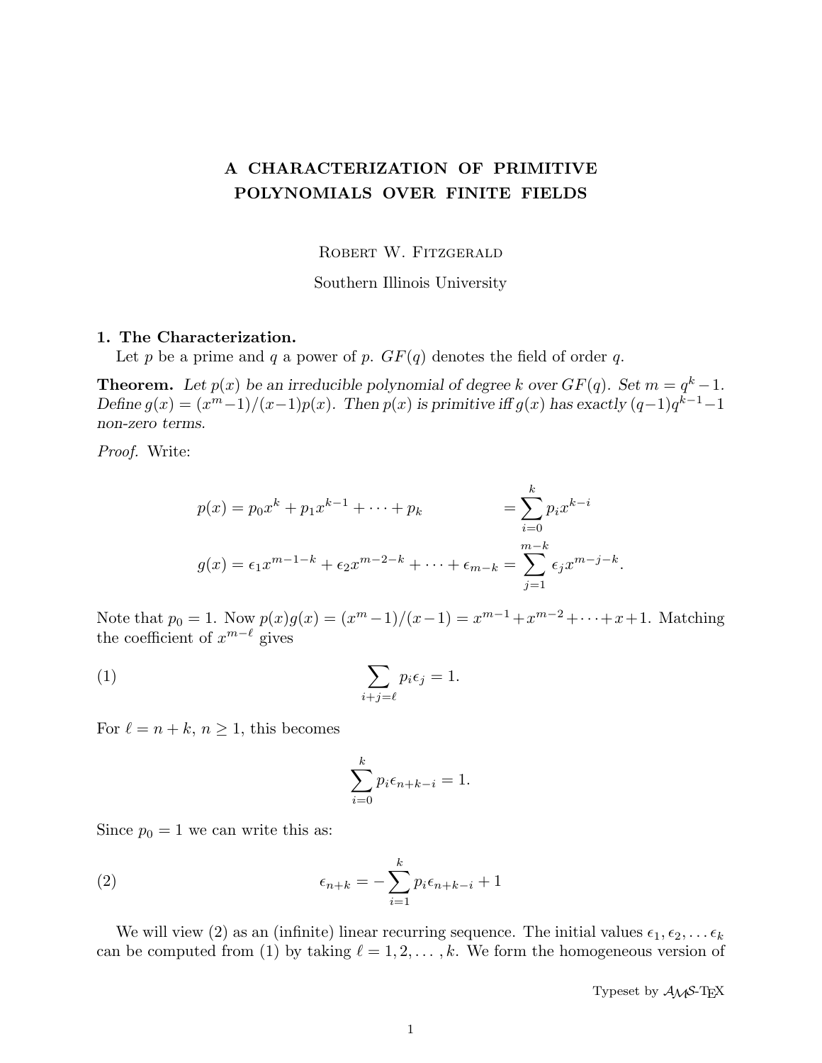# A CHARACTERIZATION OF PRIMITIVE POLYNOMIALS OVER FINITE FIELDS

Robert W. Fitzgerald

Southern Illinois University

## 1. The Characterization.

Let $p$ be a prime and $q$ a power of $p$. $GF(q)$ denotes the field of order $q$.

**Theorem.** *Let $p(x)$ be an irreducible polynomial of degree $k$ over $GF(q)$. Set $m = q^k - 1$. Define $g(x) = (x^m - 1)/(x-1)p(x)$. Then $p(x)$ is primitive iff $g(x)$ has exactly $(q-1)q^{k-1} - 1$ non-zero terms.*

*Proof.* Write:

$$
\begin{aligned}
p(x) &= p_0 x^k + p_1 x^{k-1} + \cdots + p_k &&= \sum_{i=0}^{k} p_i x^{k-i} \\
g(x) &= \epsilon_1 x^{m-1-k} + \epsilon_2 x^{m-2-k} + \cdots + \epsilon_{m-k} &&= \sum_{j=1}^{m-k} \epsilon_j x^{m-j-k}.
\end{aligned}
$$

Note that $p_0 = 1$. Now $p(x)g(x) = (x^m - 1)/(x-1) = x^{m-1} + x^{m-2} + \cdots + x + 1$. Matching the coefficient of $x^{m-\ell}$ gives

$$
\sum_{i+j=\ell} p_i \epsilon_j = 1. \tag{1}
$$

For $\ell = n + k$, $n \geq 1$, this becomes

$$
\sum_{i=0}^{k} p_i \epsilon_{n+k-i} = 1.
$$

Since $p_0 = 1$ we can write this as:

$$
\epsilon_{n+k} = -\sum_{i=1}^{k} p_i \epsilon_{n+k-i} + 1 \tag{2}
$$

We will view (2) as an (infinite) linear recurring sequence. The initial values $\epsilon_1, \epsilon_2, \ldots \epsilon_k$ can be computed from (1) by taking $\ell = 1, 2, \ldots, k$. We form the homogeneous version of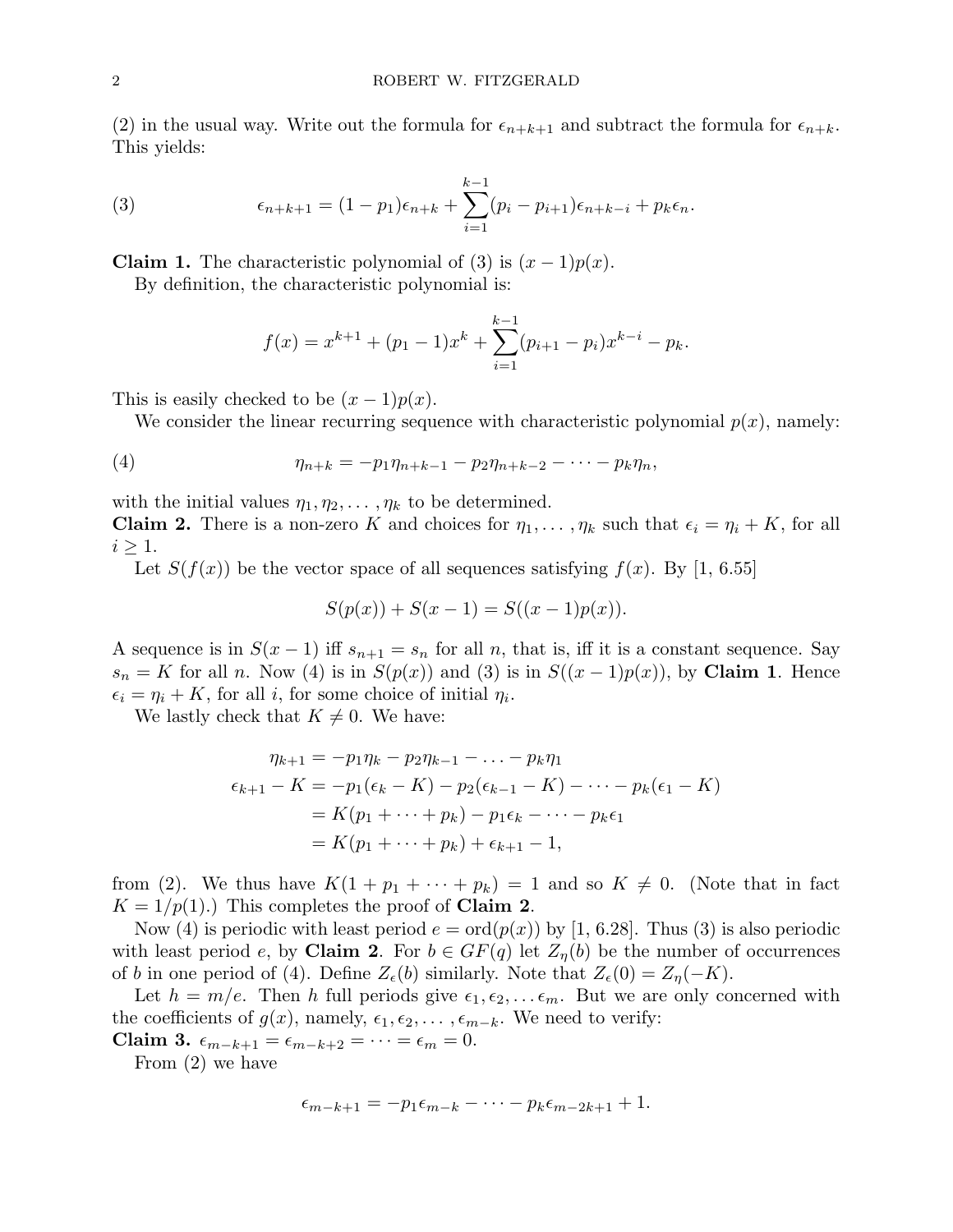(2) in the usual way. Write out the formula for $\epsilon_{n+k+1}$ and subtract the formula for $\epsilon_{n+k}$. This yields:

$$\epsilon_{n+k+1} = (1-p_1)\epsilon_{n+k} + \sum_{i=1}^{k-1}(p_i - p_{i+1})\epsilon_{n+k-i} + p_k\epsilon_n. \tag{3}$$

**Claim 1.** The characteristic polynomial of (3) is $(x-1)p(x)$.

By definition, the characteristic polynomial is:

$$f(x) = x^{k+1} + (p_1 - 1)x^k + \sum_{i=1}^{k-1}(p_{i+1} - p_i)x^{k-i} - p_k.$$

This is easily checked to be $(x-1)p(x)$.

We consider the linear recurring sequence with characteristic polynomial $p(x)$, namely:

$$\eta_{n+k} = -p_1\eta_{n+k-1} - p_2\eta_{n+k-2} - \cdots - p_k\eta_n, \tag{4}$$

with the initial values $\eta_1, \eta_2, \ldots, \eta_k$ to be determined.

**Claim 2.** There is a non-zero $K$ and choices for $\eta_1, \ldots, \eta_k$ such that $\epsilon_i = \eta_i + K$, for all $i \geq 1$.

Let $S(f(x))$ be the vector space of all sequences satisfying $f(x)$. By [1, 6.55]

$$S(p(x)) + S(x-1) = S((x-1)p(x)).$$

A sequence is in $S(x-1)$ iff $s_{n+1} = s_n$ for all $n$, that is, iff it is a constant sequence. Say $s_n = K$ for all $n$. Now (4) is in $S(p(x))$ and (3) is in $S((x-1)p(x))$, by **Claim 1**. Hence $\epsilon_i = \eta_i + K$, for all $i$, for some choice of initial $\eta_i$.

We lastly check that $K \neq 0$. We have:

$$\begin{aligned}
\eta_{k+1} &= -p_1\eta_k - p_2\eta_{k-1} - \ldots - p_k\eta_1 \\
\epsilon_{k+1} - K &= -p_1(\epsilon_k - K) - p_2(\epsilon_{k-1} - K) - \cdots - p_k(\epsilon_1 - K) \\
&= K(p_1 + \cdots + p_k) - p_1\epsilon_k - \cdots - p_k\epsilon_1 \\
&= K(p_1 + \cdots + p_k) + \epsilon_{k+1} - 1,
\end{aligned}$$

from (2). We thus have $K(1 + p_1 + \cdots + p_k) = 1$ and so $K \neq 0$. (Note that in fact $K = 1/p(1)$.) This completes the proof of **Claim 2**.

Now (4) is periodic with least period $e = \text{ord}(p(x))$ by [1, 6.28]. Thus (3) is also periodic with least period $e$, by **Claim 2**. For $b \in GF(q)$ let $Z_\eta(b)$ be the number of occurrences of $b$ in one period of (4). Define $Z_\epsilon(b)$ similarly. Note that $Z_\epsilon(0) = Z_\eta(-K)$.

Let $h = m/e$. Then $h$ full periods give $\epsilon_1, \epsilon_2, \ldots \epsilon_m$. But we are only concerned with the coefficients of $g(x)$, namely, $\epsilon_1, \epsilon_2, \ldots, \epsilon_{m-k}$. We need to verify:

**Claim 3.** $\epsilon_{m-k+1} = \epsilon_{m-k+2} = \cdots = \epsilon_m = 0$.

From (2) we have

$$\epsilon_{m-k+1} = -p_1\epsilon_{m-k} - \cdots - p_k\epsilon_{m-2k+1} + 1.$$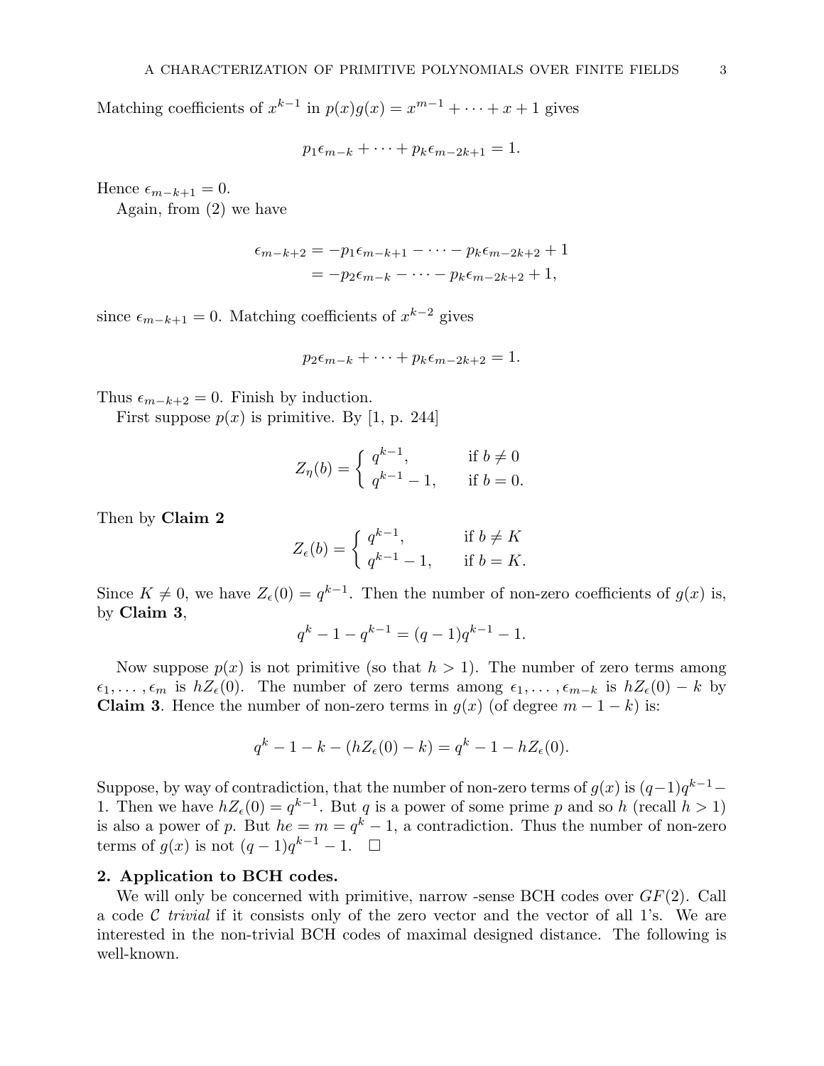Matching coefficients of $x^{k-1}$ in $p(x)g(x) = x^{m-1} + \cdots + x + 1$ gives

$$p_1\epsilon_{m-k} + \cdots + p_k\epsilon_{m-2k+1} = 1.$$

Hence $\epsilon_{m-k+1} = 0$.

Again, from (2) we have

$$\begin{aligned}\epsilon_{m-k+2} &= -p_1\epsilon_{m-k+1} - \cdots - p_k\epsilon_{m-2k+2} + 1\\ &= -p_2\epsilon_{m-k} - \cdots - p_k\epsilon_{m-2k+2} + 1,\end{aligned}$$

since $\epsilon_{m-k+1} = 0$. Matching coefficients of $x^{k-2}$ gives

$$p_2\epsilon_{m-k} + \cdots + p_k\epsilon_{m-2k+2} = 1.$$

Thus $\epsilon_{m-k+2} = 0$. Finish by induction.

First suppose $p(x)$ is primitive. By [1, p. 244]

$$Z_\eta(b) = \begin{cases} q^{k-1}, & \text{if } b \neq 0\\ q^{k-1} - 1, & \text{if } b = 0.\end{cases}$$

Then by **Claim 2**

$$Z_\epsilon(b) = \begin{cases} q^{k-1}, & \text{if } b \neq K\\ q^{k-1} - 1, & \text{if } b = K.\end{cases}$$

Since $K \neq 0$, we have $Z_\epsilon(0) = q^{k-1}$. Then the number of non-zero coefficients of $g(x)$ is, by **Claim 3**,

$$q^k - 1 - q^{k-1} = (q-1)q^{k-1} - 1.$$

Now suppose $p(x)$ is not primitive (so that $h > 1$). The number of zero terms among $\epsilon_1, \ldots, \epsilon_m$ is $hZ_\epsilon(0)$. The number of zero terms among $\epsilon_1, \ldots, \epsilon_{m-k}$ is $hZ_\epsilon(0) - k$ by **Claim 3**. Hence the number of non-zero terms in $g(x)$ (of degree $m - 1 - k$) is:

$$q^k - 1 - k - (hZ_\epsilon(0) - k) = q^k - 1 - hZ_\epsilon(0).$$

Suppose, by way of contradiction, that the number of non-zero terms of $g(x)$ is $(q-1)q^{k-1} - 1$. Then we have $hZ_\epsilon(0) = q^{k-1}$. But $q$ is a power of some prime $p$ and so $h$ (recall $h > 1$) is also a power of $p$. But $he = m = q^k - 1$, a contradiction. Thus the number of non-zero terms of $g(x)$ is not $(q-1)q^{k-1} - 1$. $\square$

## 2. Application to BCH codes.

We will only be concerned with primitive, narrow -sense BCH codes over $GF(2)$. Call a code $\mathcal{C}$ *trivial* if it consists only of the zero vector and the vector of all 1's. We are interested in the non-trivial BCH codes of maximal designed distance. The following is well-known.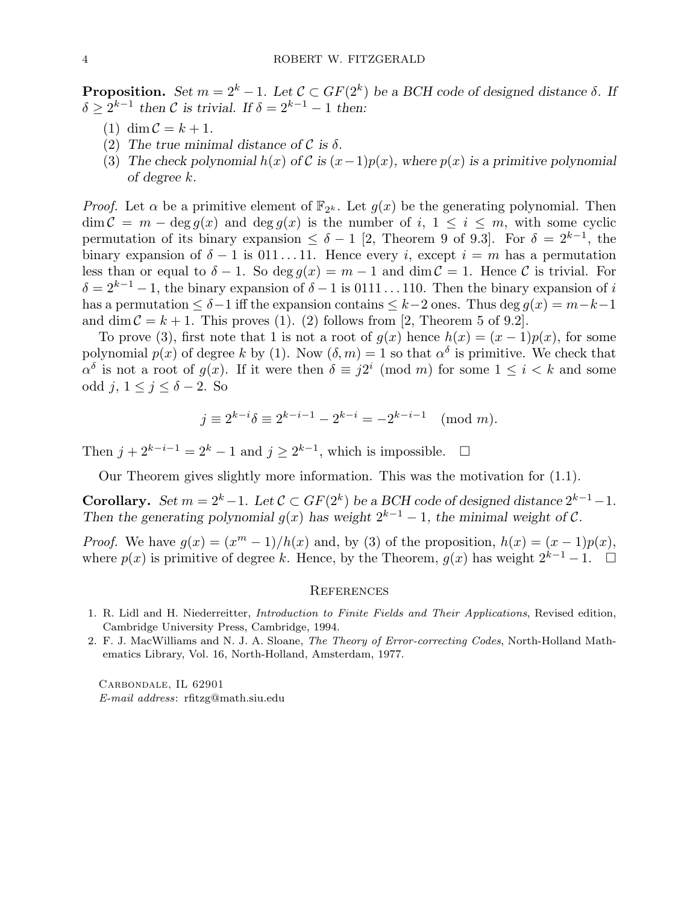**Proposition.** *Set $m = 2^k - 1$. Let $\mathcal{C} \subset GF(2^k)$ be a BCH code of designed distance $\delta$. If $\delta \geq 2^{k-1}$ then $\mathcal{C}$ is trivial. If $\delta = 2^{k-1} - 1$ then:*

1. $\dim \mathcal{C} = k + 1$.
2. *The true minimal distance of $\mathcal{C}$ is $\delta$.*
3. *The check polynomial $h(x)$ of $\mathcal{C}$ is $(x-1)p(x)$, where $p(x)$ is a primitive polynomial of degree $k$.*

*Proof.* Let $\alpha$ be a primitive element of $\mathbb{F}_{2^k}$. Let $g(x)$ be the generating polynomial. Then $\dim \mathcal{C} = m - \deg g(x)$ and $\deg g(x)$ is the number of $i$, $1 \leq i \leq m$, with some cyclic permutation of its binary expansion $\leq \delta - 1$ [2, Theorem 9 of 9.3]. For $\delta = 2^{k-1}$, the binary expansion of $\delta - 1$ is $011\ldots11$. Hence every $i$, except $i = m$ has a permutation less than or equal to $\delta - 1$. So $\deg g(x) = m - 1$ and $\dim \mathcal{C} = 1$. Hence $\mathcal{C}$ is trivial. For $\delta = 2^{k-1} - 1$, the binary expansion of $\delta - 1$ is $0111\ldots110$. Then the binary expansion of $i$ has a permutation $\leq \delta - 1$ iff the expansion contains $\leq k-2$ ones. Thus $\deg g(x) = m - k - 1$ and $\dim \mathcal{C} = k + 1$. This proves (1). (2) follows from [2, Theorem 5 of 9.2].

To prove (3), first note that 1 is not a root of $g(x)$ hence $h(x) = (x-1)p(x)$, for some polynomial $p(x)$ of degree $k$ by (1). Now $(\delta, m) = 1$ so that $\alpha^\delta$ is primitive. We check that $\alpha^\delta$ is not a root of $g(x)$. If it were then $\delta \equiv j2^i \pmod{m}$ for some $1 \leq i < k$ and some odd $j$, $1 \leq j \leq \delta - 2$. So

$$j \equiv 2^{k-i}\delta \equiv 2^{k-i-1} - 2^{k-i} = -2^{k-i-1} \pmod{m}.$$

Then $j + 2^{k-i-1} = 2^k - 1$ and $j \geq 2^{k-1}$, which is impossible. $\square$

Our Theorem gives slightly more information. This was the motivation for (1.1).

**Corollary.** *Set $m = 2^k - 1$. Let $\mathcal{C} \subset GF(2^k)$ be a BCH code of designed distance $2^{k-1} - 1$. Then the generating polynomial $g(x)$ has weight $2^{k-1} - 1$, the minimal weight of $\mathcal{C}$.*

*Proof.* We have $g(x) = (x^m - 1)/h(x)$ and, by (3) of the proposition, $h(x) = (x-1)p(x)$, where $p(x)$ is primitive of degree $k$. Hence, by the Theorem, $g(x)$ has weight $2^{k-1} - 1$. $\square$

## References

1. R. Lidl and H. Niederreitter, *Introduction to Finite Fields and Their Applications*, Revised edition, Cambridge University Press, Cambridge, 1994.
2. F. J. MacWilliams and N. J. A. Sloane, *The Theory of Error-correcting Codes*, North-Holland Mathematics Library, Vol. 16, North-Holland, Amsterdam, 1977.

Carbondale, IL 62901
*E-mail address*: rfitzg@math.siu.edu